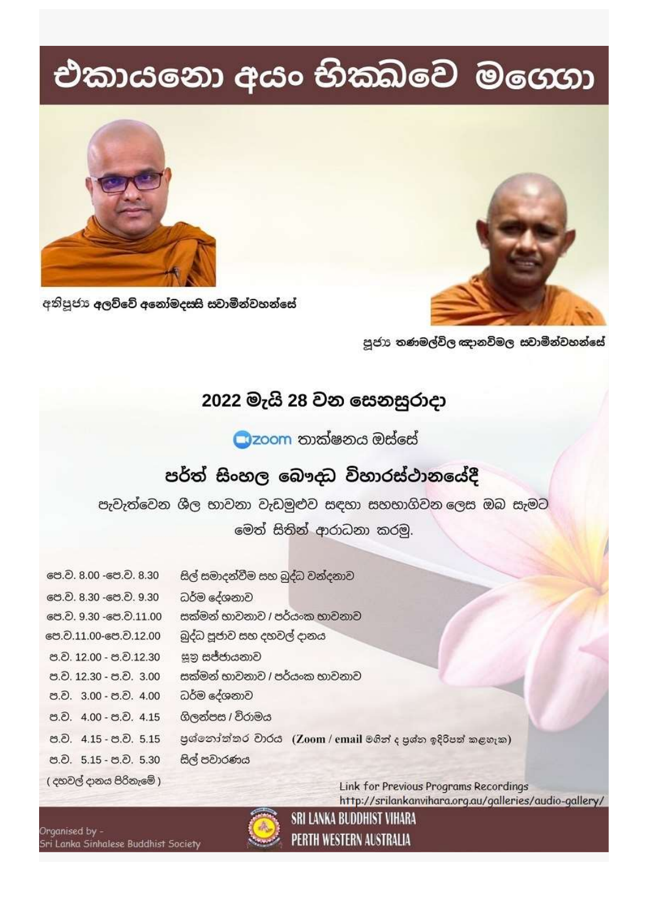# එකායනො අයං භික්ඛවෙ මග්ගො

අතිපූජ්‍ය අලව්වේ අනෝමදස්සි ස්වාමීන්වහන්සේ

පූජ්‍ය තණමල්විල ඤානවිමල ස්වාමීන්වහන්සේ

## 2022 මැයි 28 වන සෙනසුරාදා

zoom තාක්ෂනය ඔස්සේ

## පර්ත් සිංහල බෞද්ධ විහාරස්ථානයේදී

පැවැත්වෙන ශීල භාවනා වැඩමුළුව සඳහා සහභාගිවන ලෙස ඔබ සැමට මෙත් සිතින් ආරාධනා කරමු.

| | |
|---|---|
| පෙ.ව. 8.00 -පෙ.ව. 8.30 | සිල් සමාදන්වීම සහ බුද්ධ වන්දනාව |
| පෙ.ව. 8.30 -පෙ.ව. 9.30 | ධර්ම දේශනාව |
| පෙ.ව. 9.30 -පෙ.ව.11.00 | සක්මන් භාවනාව / පර්යංක භාවනාව |
| පෙ.ව.11.00-පෙ.ව.12.00 | බුද්ධ පූජාව සහ දහවල් දානය |
| ප.ව. 12.00 - ප.ව.12.30 | සූත්‍ර සජ්ජායනාව |
| ප.ව. 12.30 - ප.ව. 3.00 | සක්මන් භාවනාව / පර්යංක භාවනාව |
| ප.ව. 3.00 - ප.ව. 4.00 | ධර්ම දේශනාව |
| ප.ව. 4.00 - ප.ව. 4.15 | ගිලන්පස / විරාමය |
| ප.ව. 4.15 - ප.ව. 5.15 | ප්‍රශ්නෝත්තර වාරය (Zoom / email මගින් ද ප්‍රශ්න ඉදිරිපත් කළහැක) |
| ප.ව. 5.15 - ප.ව. 5.30 | සිල් පවාරණය |

( දහවල් දානය පිරිනැමේ )

Link for Previous Programs Recordings
http://srilankanvihara.org.au/galleries/audio-gallery/

Organised by -
Sri Lanka Sinhalese Buddhist Society

SRI LANKA BUDDHIST VIHARA
PERTH WESTERN AUSTRALIA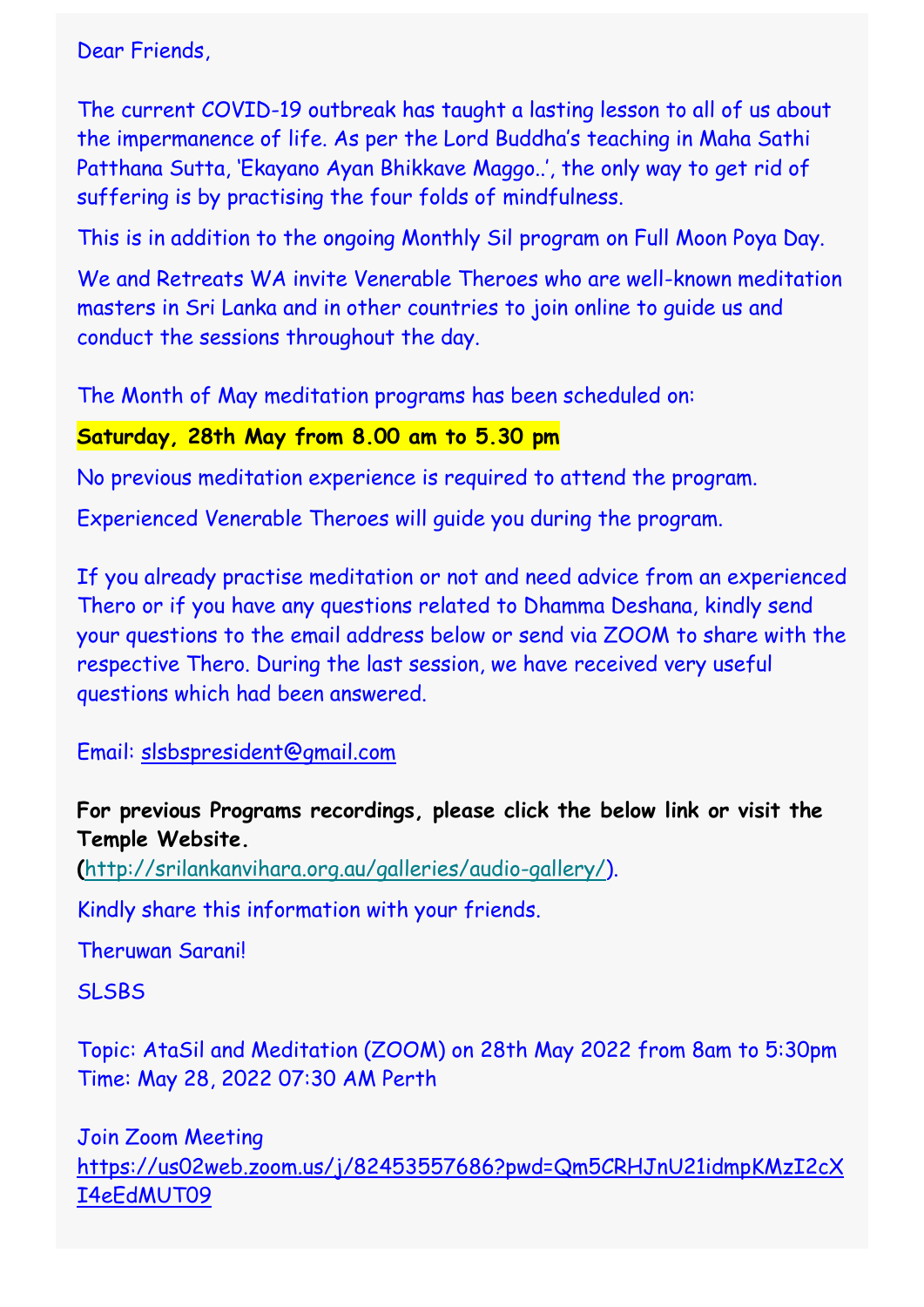Dear Friends,

The current COVID-19 outbreak has taught a lasting lesson to all of us about the impermanence of life. As per the Lord Buddha's teaching in Maha Sathi Patthana Sutta, 'Ekayano Ayan Bhikkave Maggo..', the only way to get rid of suffering is by practising the four folds of mindfulness.

This is in addition to the ongoing Monthly Sil program on Full Moon Poya Day.

We and Retreats WA invite Venerable Theroes who are well-known meditation masters in Sri Lanka and in other countries to join online to guide us and conduct the sessions throughout the day.

The Month of May meditation programs has been scheduled on:

**Saturday, 28th May from 8.00 am to 5.30 pm**

No previous meditation experience is required to attend the program.

Experienced Venerable Theroes will guide you during the program.

If you already practise meditation or not and need advice from an experienced Thero or if you have any questions related to Dhamma Deshana, kindly send your questions to the email address below or send via ZOOM to share with the respective Thero. During the last session, we have received very useful questions which had been answered.

Email: slsbspresident@gmail.com

**For previous Programs recordings, please click the below link or visit the Temple Website.**
**(**http://srilankanvihara.org.au/galleries/audio-gallery/).

Kindly share this information with your friends.

Theruwan Sarani!

SLSBS

Topic: AtaSil and Meditation (ZOOM) on 28th May 2022 from 8am to 5:30pm
Time: May 28, 2022 07:30 AM Perth

Join Zoom Meeting
https://us02web.zoom.us/j/82453557686?pwd=Qm5CRHJnU21idmpKMzI2cXI4eEdMUT09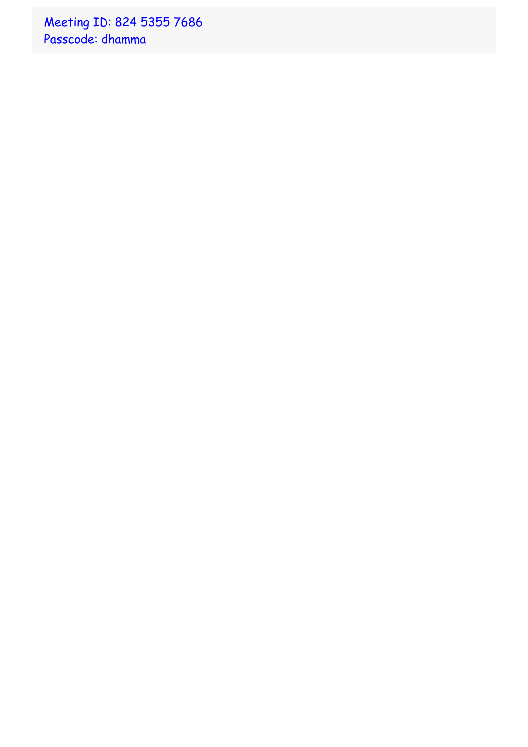Meeting ID: 824 5355 7686
Passcode: dhamma